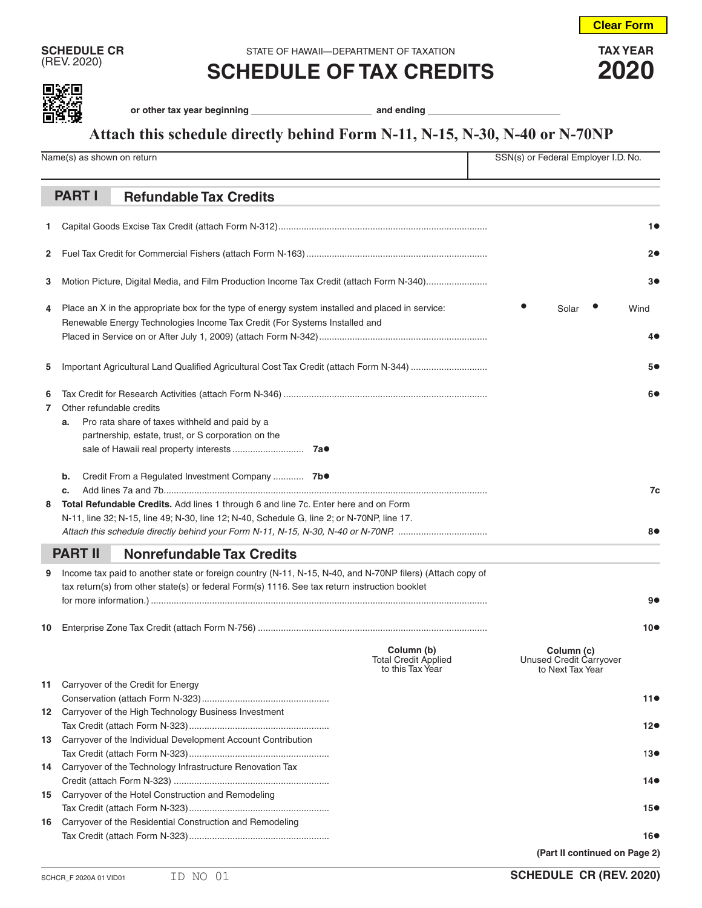SCHEDULE CR
(REV. 2020)

STATE OF HAWAII—DEPARTMENT OF TAXATION

# SCHEDULE OF TAX CREDITS

**TAX YEAR 2020**

or other tax year beginning ____________ and ending ____________

**Attach this schedule directly behind Form N-11, N-15, N-30, N-40 or N-70NP**

| Name(s) as shown on return | SSN(s) or Federal Employer I.D. No. |
|---|---|
| | |

## PART I Refundable Tax Credits

1 Capital Goods Excise Tax Credit (attach Form N-312) .......... 1●

2 Fuel Tax Credit for Commercial Fishers (attach Form N-163) .......... 2●

3 Motion Picture, Digital Media, and Film Production Income Tax Credit (attach Form N-340) .......... 3●

4 Place an X in the appropriate box for the type of energy system installed and placed in service: ● Solar ● Wind
Renewable Energy Technologies Income Tax Credit (For Systems Installed and Placed in Service on or After July 1, 2009) (attach Form N-342) .......... 4●

5 Important Agricultural Land Qualified Agricultural Cost Tax Credit (attach Form N-344) .......... 5●

6 Tax Credit for Research Activities (attach Form N-346) .......... 6●

7 Other refundable credits

a. Pro rata share of taxes withheld and paid by a partnership, estate, trust, or S corporation on the sale of Hawaii real property interests .......... 7a●

b. Credit From a Regulated Investment Company .......... 7b●

c. Add lines 7a and 7b .......... 7c

8 **Total Refundable Credits.** Add lines 1 through 6 and line 7c. Enter here and on Form N-11, line 32; N-15, line 49; N-30, line 12; N-40, Schedule G, line 2; or N-70NP, line 17.
*Attach this schedule directly behind your Form N-11, N-15, N-30, N-40 or N-70NP.* .......... 8●

## PART II Nonrefundable Tax Credits

9 Income tax paid to another state or foreign country (N-11, N-15, N-40, and N-70NP filers) (Attach copy of tax return(s) from other state(s) or federal Form(s) 1116. See tax return instruction booklet for more information.) .......... 9●

10 Enterprise Zone Tax Credit (attach Form N-756) .......... 10●

| | Column (b) Total Credit Applied to this Tax Year | Column (c) Unused Credit Carryover to Next Tax Year | |
|---|---|---|---|
| 11 Carryover of the Credit for Energy Conservation (attach Form N-323) .......... | | | 11● |
| 12 Carryover of the High Technology Business Investment Tax Credit (attach Form N-323) .......... | | | 12● |
| 13 Carryover of the Individual Development Account Contribution Tax Credit (attach Form N-323) .......... | | | 13● |
| 14 Carryover of the Technology Infrastructure Renovation Tax Credit (attach Form N-323) .......... | | | 14● |
| 15 Carryover of the Hotel Construction and Remodeling Tax Credit (attach Form N-323) .......... | | | 15● |
| 16 Carryover of the Residential Construction and Remodeling Tax Credit (attach Form N-323) .......... | | | 16● |

**(Part II continued on Page 2)**

SCHCR_F 2020A 01 VID01 ID NO 01 **SCHEDULE CR (REV. 2020)**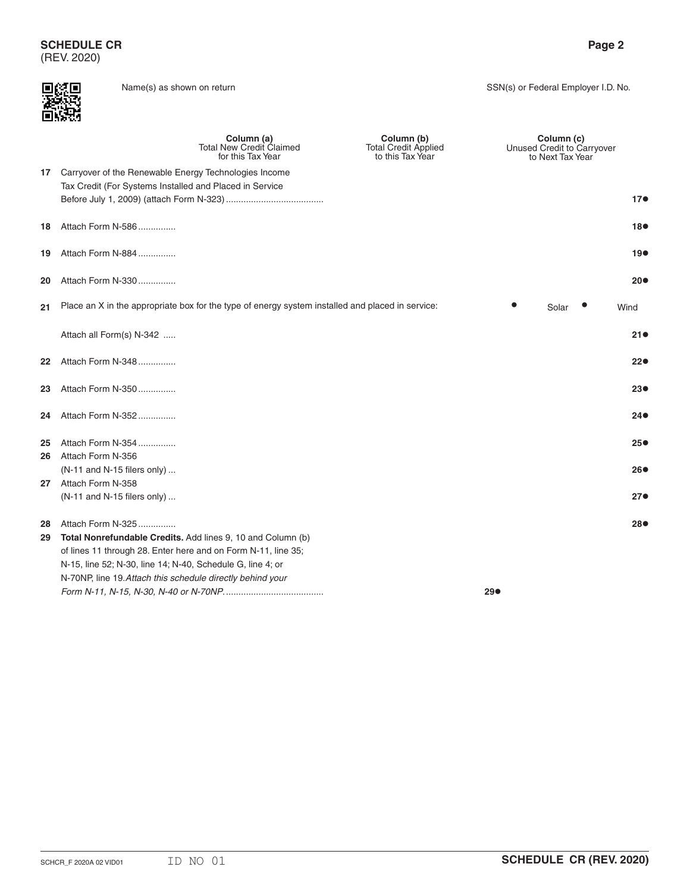**SCHEDULE CR**
(REV. 2020)

Name(s) as shown on return | SSN(s) or Federal Employer I.D. No.

| | | Column (a) Total New Credit Claimed for this Tax Year | Column (b) Total Credit Applied to this Tax Year | Column (c) Unused Credit to Carryover to Next Tax Year |
|---|---|---|---|---|
| 17 | Carryover of the Renewable Energy Technologies Income Tax Credit (For Systems Installed and Placed in Service Before July 1, 2009) (attach Form N-323) ....................................... 17● | | | |
| 18 | Attach Form N-586 ............... 18● | | | |
| 19 | Attach Form N-884 ............... 19● | | | |
| 20 | Attach Form N-330 ............... 20● | | | |
| 21 | Place an X in the appropriate box for the type of energy system installed and placed in service: ● Solar ● Wind<br>Attach all Form(s) N-342 ..... 21● | | | |
| 22 | Attach Form N-348 ............... 22● | | | |
| 23 | Attach Form N-350 ............... 23● | | | |
| 24 | Attach Form N-352 ............... 24● | | | |
| 25 | Attach Form N-354 ............... 25● | | | |
| 26 | Attach Form N-356 (N-11 and N-15 filers only) ... 26● | | | |
| 27 | Attach Form N-358 (N-11 and N-15 filers only) ... 27● | | | |
| 28 | Attach Form N-325 ............... 28● | | | |
| 29 | **Total Nonrefundable Credits.** Add lines 9, 10 and Column (b) of lines 11 through 28. Enter here and on Form N-11, line 35; N-15, line 52; N-30, line 14; N-40, Schedule G, line 4; or N-70NP, line 19. *Attach this schedule directly behind your Form N-11, N-15, N-30, N-40 or N-70NP.* ....................................... | | 29● | |

SCHCR_F 2020A 02 VID01 ID NO 01 **SCHEDULE CR (REV. 2020)**